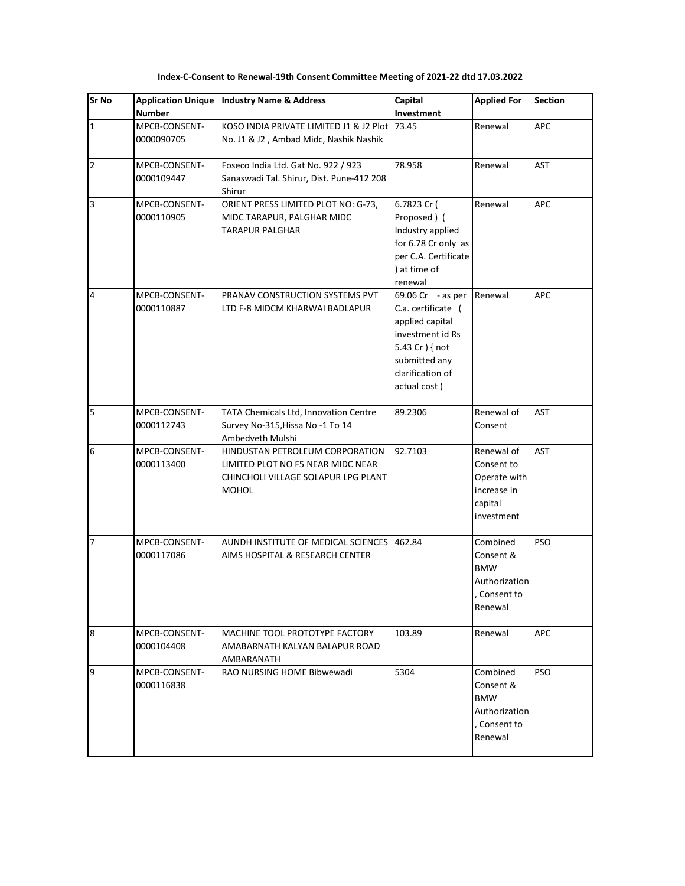**Index-C-Consent to Renewal-19th Consent Committee Meeting of 2021-22 dtd 17.03.2022**

| Sr No | Application Unique Number | Industry Name & Address | Capital Investment | Applied For | Section |
|---|---|---|---|---|---|
| 1 | MPCB-CONSENT-0000090705 | KOSO INDIA PRIVATE LIMITED J1 & J2 Plot No. J1 & J2 , Ambad Midc, Nashik Nashik | 73.45 | Renewal | APC |
| 2 | MPCB-CONSENT-0000109447 | Foseco India Ltd. Gat No. 922 / 923 Sanaswadi Tal. Shirur, Dist. Pune-412 208 Shirur | 78.958 | Renewal | AST |
| 3 | MPCB-CONSENT-0000110905 | ORIENT PRESS LIMITED PLOT NO: G-73, MIDC TARAPUR, PALGHAR MIDC TARAPUR PALGHAR | 6.7823 Cr ( Proposed ) ( Industry applied for 6.78 Cr only as per C.A. Certificate ) at time of renewal | Renewal | APC |
| 4 | MPCB-CONSENT-0000110887 | PRANAV CONSTRUCTION SYSTEMS PVT LTD F-8 MIDCM KHARWAI BADLAPUR | 69.06 Cr - as per C.a. certificate ( applied capital investment id Rs 5.43 Cr ) { not submitted any clarification of actual cost ) | Renewal | APC |
| 5 | MPCB-CONSENT-0000112743 | TATA Chemicals Ltd, Innovation Centre Survey No-315,Hissa No -1 To 14 Ambedveth Mulshi | 89.2306 | Renewal of Consent | AST |
| 6 | MPCB-CONSENT-0000113400 | HINDUSTAN PETROLEUM CORPORATION LIMITED PLOT NO F5 NEAR MIDC NEAR CHINCHOLI VILLAGE SOLAPUR LPG PLANT MOHOL | 92.7103 | Renewal of Consent to Operate with increase in capital investment | AST |
| 7 | MPCB-CONSENT-0000117086 | AUNDH INSTITUTE OF MEDICAL SCIENCES AIMS HOSPITAL & RESEARCH CENTER | 462.84 | Combined Consent & BMW Authorization , Consent to Renewal | PSO |
| 8 | MPCB-CONSENT-0000104408 | MACHINE TOOL PROTOTYPE FACTORY AMABARNATH KALYAN BALAPUR ROAD AMBARANATH | 103.89 | Renewal | APC |
| 9 | MPCB-CONSENT-0000116838 | RAO NURSING HOME Bibwewadi | 5304 | Combined Consent & BMW Authorization , Consent to Renewal | PSO |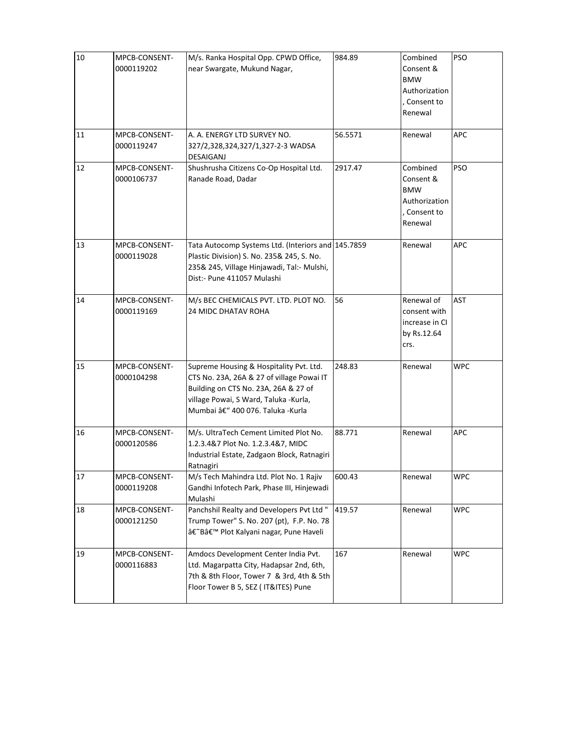| 10 | MPCB-CONSENT-0000119202 | M/s. Ranka Hospital Opp. CPWD Office, near Swargate, Mukund Nagar, | 984.89 | Combined Consent & BMW Authorization , Consent to Renewal | PSO |
|---|---|---|---|---|---|
| 11 | MPCB-CONSENT-0000119247 | A. A. ENERGY LTD SURVEY NO. 327/2,328,324,327/1,327-2-3 WADSA DESAIGANJ | 56.5571 | Renewal | APC |
| 12 | MPCB-CONSENT-0000106737 | Shushrusha Citizens Co-Op Hospital Ltd. Ranade Road, Dadar | 2917.47 | Combined Consent & BMW Authorization , Consent to Renewal | PSO |
| 13 | MPCB-CONSENT-0000119028 | Tata Autocomp Systems Ltd. (Interiors and Plastic Division) S. No. 235& 245, S. No. 235& 245, Village Hinjawadi, Tal:- Mulshi, Dist:- Pune 411057 Mulashi | 145.7859 | Renewal | APC |
| 14 | MPCB-CONSENT-0000119169 | M/s BEC CHEMICALS PVT. LTD. PLOT NO. 24 MIDC DHATAV ROHA | 56 | Renewal of consent with increase in CI by Rs.12.64 crs. | AST |
| 15 | MPCB-CONSENT-0000104298 | Supreme Housing & Hospitality Pvt. Ltd. CTS No. 23A, 26A & 27 of village Powai IT Building on CTS No. 23A, 26A & 27 of village Powai, S Ward, Taluka -Kurla, Mumbai â€“ 400 076. Taluka -Kurla | 248.83 | Renewal | WPC |
| 16 | MPCB-CONSENT-0000120586 | M/s. UltraTech Cement Limited Plot No. 1.2.3.4&7 Plot No. 1.2.3.4&7, MIDC Industrial Estate, Zadgaon Block, Ratnagiri Ratnagiri | 88.771 | Renewal | APC |
| 17 | MPCB-CONSENT-0000119208 | M/s Tech Mahindra Ltd. Plot No. 1 Rajiv Gandhi Infotech Park, Phase III, Hinjewadi Mulashi | 600.43 | Renewal | WPC |
| 18 | MPCB-CONSENT-0000121250 | Panchshil Realty and Developers Pvt Ltd " Trump Tower" S. No. 207 (pt), F.P. No. 78 â€˜Bâ€™ Plot Kalyani nagar, Pune Haveli | 419.57 | Renewal | WPC |
| 19 | MPCB-CONSENT-0000116883 | Amdocs Development Center India Pvt. Ltd. Magarpatta City, Hadapsar 2nd, 6th, 7th & 8th Floor, Tower 7 & 3rd, 4th & 5th Floor Tower B 5, SEZ ( IT&ITES) Pune | 167 | Renewal | WPC |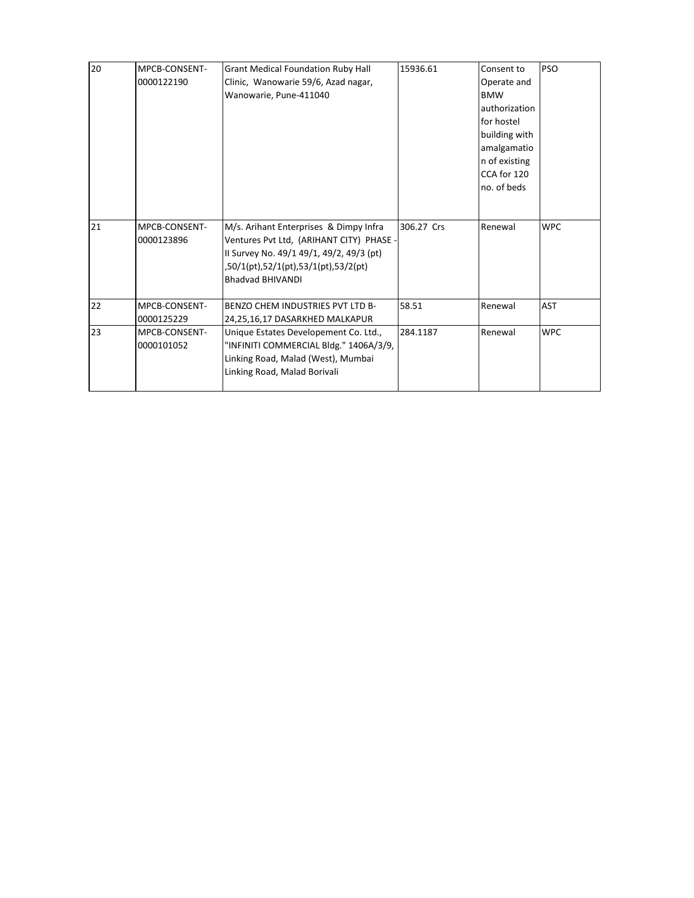| | | | | | |
|---|---|---|---|---|---|
| 20 | MPCB-CONSENT-0000122190 | Grant Medical Foundation Ruby Hall Clinic, Wanowarie 59/6, Azad nagar, Wanowarie, Pune-411040 | 15936.61 | Consent to Operate and BMW authorization for hostel building with amalgamation of existing CCA for 120 no. of beds | PSO |
| 21 | MPCB-CONSENT-0000123896 | M/s. Arihant Enterprises & Dimpy Infra Ventures Pvt Ltd, (ARIHANT CITY) PHASE - II Survey No. 49/1 49/1, 49/2, 49/3 (pt) ,50/1(pt),52/1(pt),53/1(pt),53/2(pt) Bhadvad BHIVANDI | 306.27 Crs | Renewal | WPC |
| 22 | MPCB-CONSENT-0000125229 | BENZO CHEM INDUSTRIES PVT LTD B-24,25,16,17 DASARKHED MALKAPUR | 58.51 | Renewal | AST |
| 23 | MPCB-CONSENT-0000101052 | Unique Estates Developement Co. Ltd., "INFINITI COMMERCIAL Bldg." 1406A/3/9, Linking Road, Malad (West), Mumbai Linking Road, Malad Borivali | 284.1187 | Renewal | WPC |